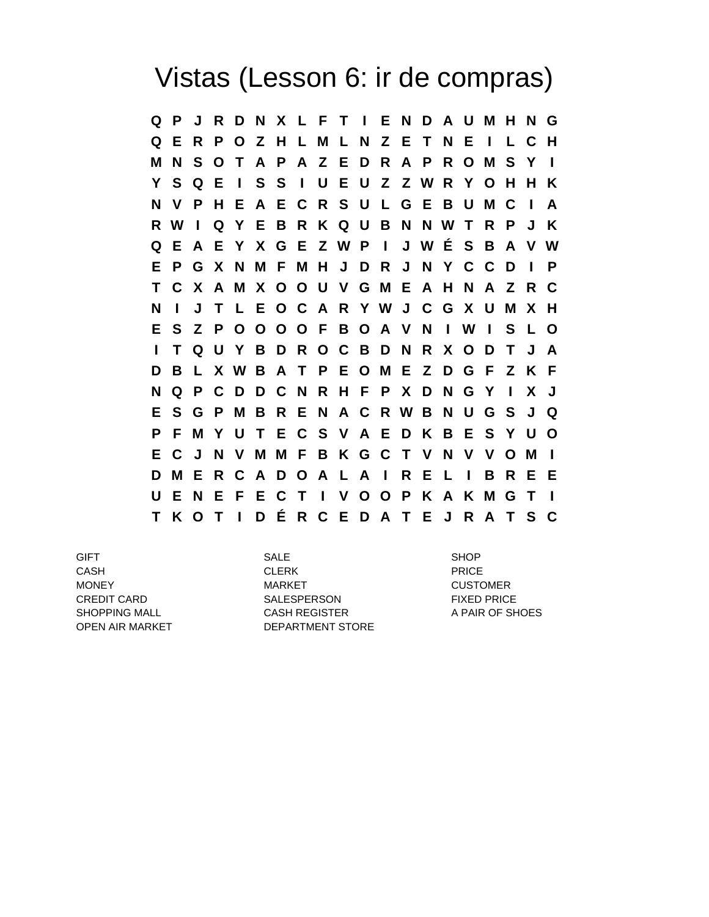# Vistas (Lesson 6: ir de compras)

```
Q P J R D N X L F T I E N D A U M H N G
Q E R P O Z H L M L N Z E T N E I L C H
M N S O T A P A Z E D R A P R O M S Y I
Y S Q E I S S I U E U Z Z W R Y O H H K
N V P H E A E C R S U L G E B U M C I A
R W I Q Y E B R K Q U B N N W T R P J K
Q E A E Y X G E Z W P I J W É S B A V W
E P G X N M F M H J D R J N Y C C D I P
T C X A M X O O U V G M E A H N A Z R C
N I J T L E O C A R Y W J C G X U M X H
E S Z P O O O O F B O A V N I W I S L O
I T Q U Y B D R O C B D N R X O D T J A
D B L X W B A T P E O M E Z D G F Z K F
N Q P C D D C N R H F P X D N G Y I X J
E S G P M B R E N A C R W B N U G S J Q
P F M Y U T E C S V A E D K B E S Y U O
E C J N V M M F B K G C T V N V V O M I
D M E R C A D O A L A I R E L I B R E E
U E N E F E C T I V O O P K A K M G T I
T K O T I D É R C E D A T E J R A T S C
```

| | | |
|---|---|---|
| GIFT | SALE | SHOP |
| CASH | CLERK | PRICE |
| MONEY | MARKET | CUSTOMER |
| CREDIT CARD | SALESPERSON | FIXED PRICE |
| SHOPPING MALL | CASH REGISTER | A PAIR OF SHOES |
| OPEN AIR MARKET | DEPARTMENT STORE | |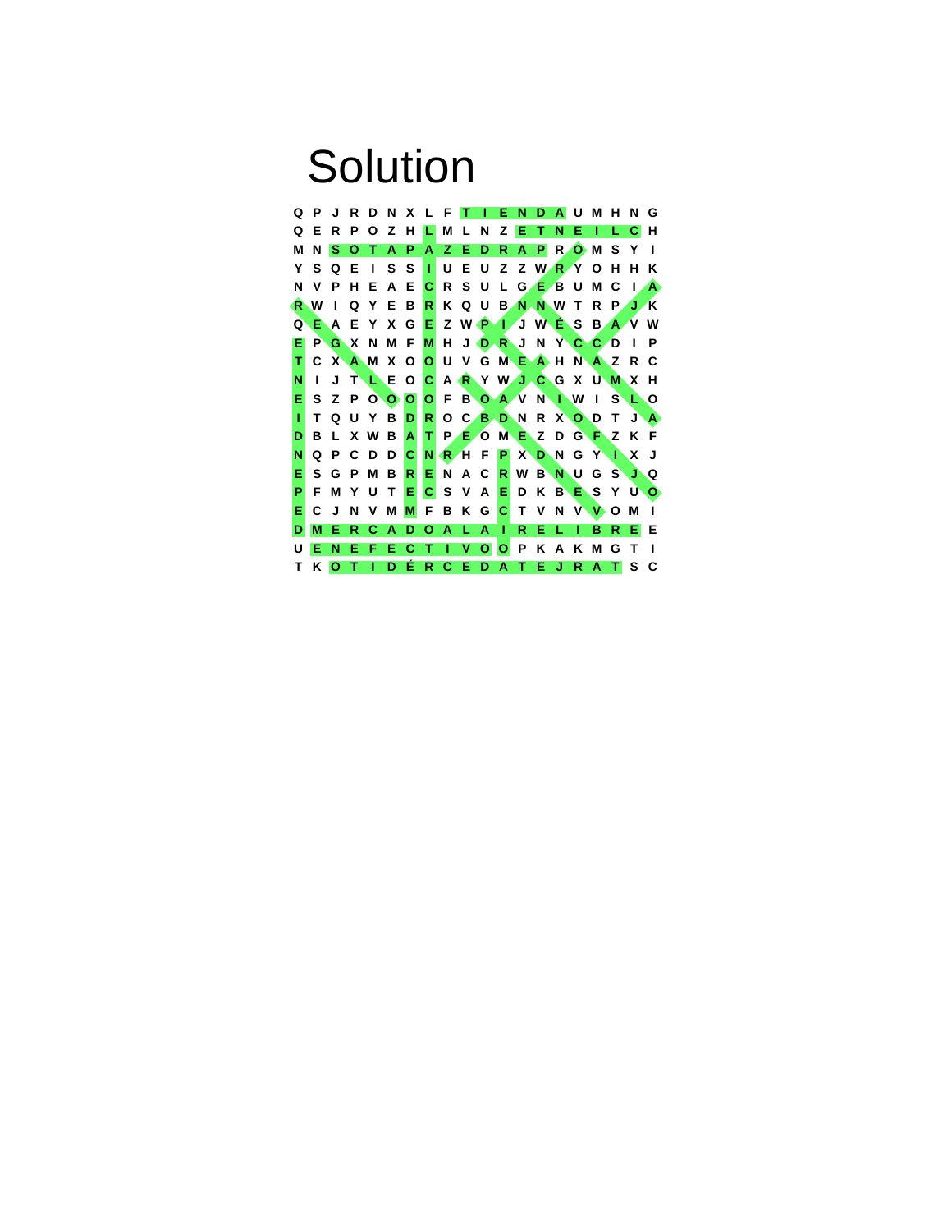# Solution

| | | | | | | | | | | | | | | | | | | | |
|---|---|---|---|---|---|---|---|---|---|---|---|---|---|---|---|---|---|---|---|
| Q | P | J | R | D | N | X | L | F | T | I | E | N | D | A | U | M | H | N | G |
| Q | E | R | P | O | Z | H | L | M | L | N | Z | E | T | N | E | I | L | C | H |
| M | N | S | O | T | A | P | A | Z | E | D | R | A | P | R | O | M | S | Y | I |
| Y | S | Q | E | I | S | S | I | U | E | U | Z | Z | W | R | Y | O | H | H | K |
| N | V | P | H | E | A | E | C | R | S | U | L | G | E | B | U | M | C | I | A |
| R | W | I | Q | Y | E | B | R | K | Q | U | B | N | N | W | T | R | P | J | K |
| Q | E | A | E | Y | X | G | E | Z | W | P | I | J | W | É | S | B | A | V | W |
| E | P | G | X | N | M | F | M | H | J | D | R | J | N | Y | C | C | D | I | P |
| T | C | X | A | M | X | O | O | U | V | G | M | E | A | H | N | A | Z | R | C |
| N | I | J | T | L | E | O | C | A | R | Y | W | J | C | G | X | U | M | X | H |
| E | S | Z | P | O | O | O | O | F | B | O | A | V | N | I | W | I | S | L | O |
| I | T | Q | U | Y | B | D | R | O | C | B | D | N | R | X | O | D | T | J | A |
| D | B | L | X | W | B | A | T | P | E | O | M | E | Z | D | G | F | Z | K | F |
| N | Q | P | C | D | D | C | N | R | H | F | P | X | D | N | G | Y | I | X | J |
| E | S | G | P | M | B | R | E | N | A | C | R | W | B | N | U | G | S | J | Q |
| P | F | M | Y | U | T | E | C | S | V | A | E | D | K | B | E | S | Y | U | O |
| E | C | J | N | V | M | M | F | B | K | G | C | T | V | N | V | V | O | M | I |
| D | M | E | R | C | A | D | O | A | L | A | I | R | E | L | I | B | R | E | E |
| U | E | N | E | F | E | C | T | I | V | O | O | P | K | A | K | M | G | T | I |
| T | K | O | T | I | D | É | R | C | E | D | A | T | E | J | R | A | T | S | C |